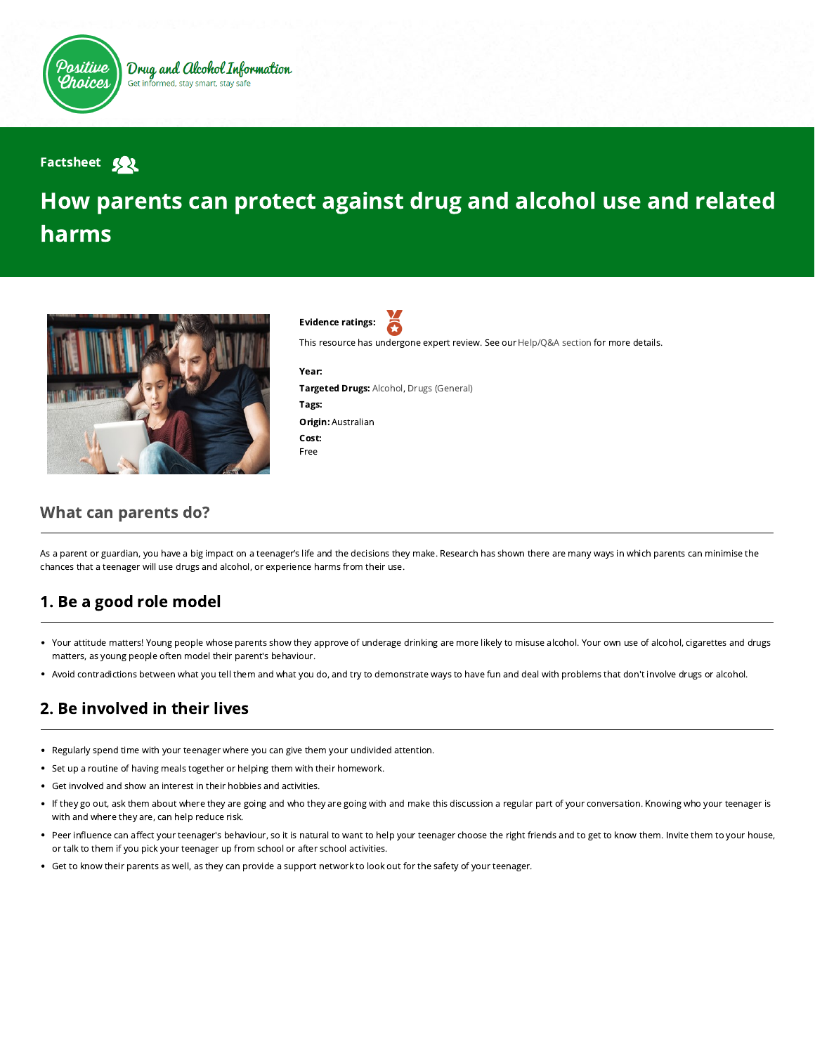Positive Choices

Drug and Alcohol Information

Get informed, stay smart, stay safe

Factsheet

# How parents can protect against drug and alcohol use and related harms

**Evidence ratings:**

This resource has undergone expert review. See our Help/Q&A section for more details.

**Year:**

**Targeted Drugs:** Alcohol, Drugs (General)

**Tags:**

**Origin:** Australian

**Cost:**

Free

## What can parents do?

As a parent or guardian, you have a big impact on a teenager's life and the decisions they make. Research has shown there are many ways in which parents can minimise the chances that a teenager will use drugs and alcohol, or experience harms from their use.

## 1. Be a good role model

- Your attitude matters! Young people whose parents show they approve of underage drinking are more likely to misuse alcohol. Your own use of alcohol, cigarettes and drugs matters, as young people often model their parent's behaviour.
- Avoid contradictions between what you tell them and what you do, and try to demonstrate ways to have fun and deal with problems that don't involve drugs or alcohol.

## 2. Be involved in their lives

- Regularly spend time with your teenager where you can give them your undivided attention.
- Set up a routine of having meals together or helping them with their homework.
- Get involved and show an interest in their hobbies and activities.
- If they go out, ask them about where they are going and who they are going with and make this discussion a regular part of your conversation. Knowing who your teenager is with and where they are, can help reduce risk.
- Peer influence can affect your teenager's behaviour, so it is natural to want to help your teenager choose the right friends and to get to know them. Invite them to your house, or talk to them if you pick your teenager up from school or after school activities.
- Get to know their parents as well, as they can provide a support network to look out for the safety of your teenager.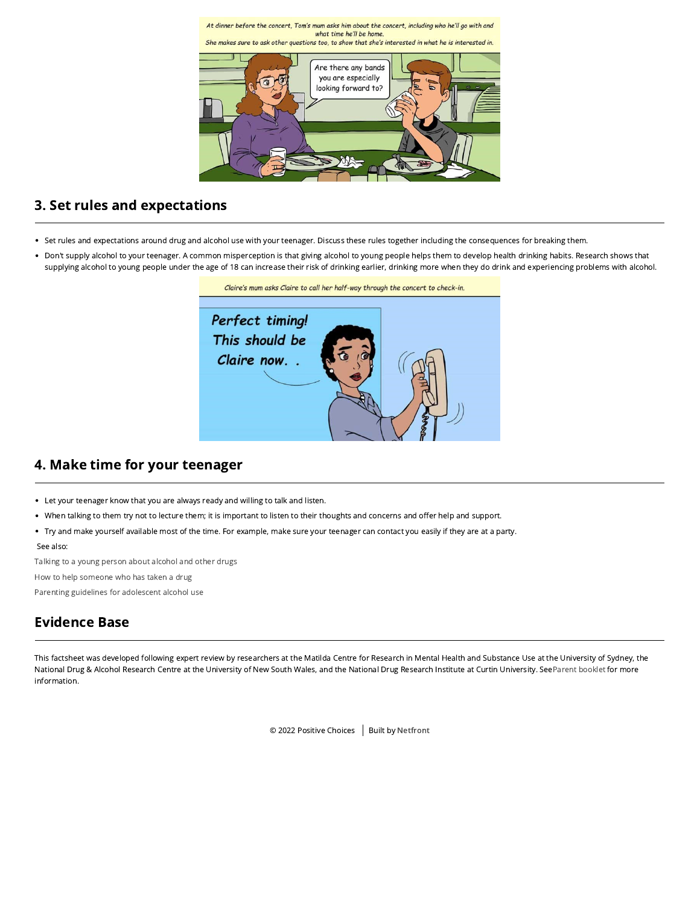## 3. Set rules and expectations

- Set rules and expectations around drug and alcohol use with your teenager. Discuss these rules together including the consequences for breaking them.
- Don't supply alcohol to your teenager. A common misperception is that giving alcohol to young people helps them to develop health drinking habits. Research shows that supplying alcohol to young people under the age of 18 can increase their risk of drinking earlier, drinking more when they do drink and experiencing problems with alcohol.

## 4. Make time for your teenager

- Let your teenager know that you are always ready and willing to talk and listen.
- When talking to them try not to lecture them; it is important to listen to their thoughts and concerns and offer help and support.
- Try and make yourself available most of the time. For example, make sure your teenager can contact you easily if they are at a party.

See also:

Talking to a young person about alcohol and other drugs

How to help someone who has taken a drug

Parenting guidelines for adolescent alcohol use

## Evidence Base

This factsheet was developed following expert review by researchers at the Matilda Centre for Research in Mental Health and Substance Use at the University of Sydney, the National Drug & Alcohol Research Centre at the University of New South Wales, and the National Drug Research Institute at Curtin University. See Parent booklet for more information.

© 2022 Positive Choices | Built by Netfront